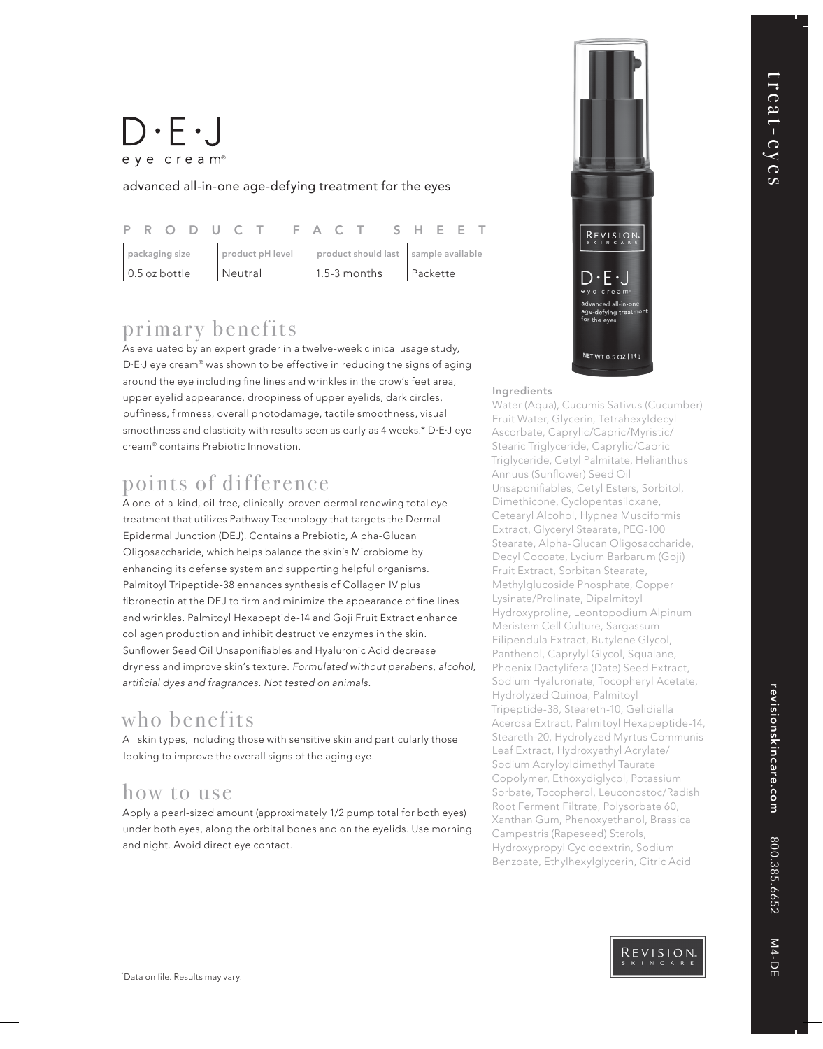# D·E·J

eye cream®

advanced all-in-one age-defying treatment for the eyes

## PRODUCT FACT SHEET

| packaging size | product pH level | product should last | sample available |
|---|---|---|---|
| 0.5 oz bottle | Neutral | 1.5-3 months | Packette |

## primary benefits

As evaluated by an expert grader in a twelve-week clinical usage study, D·E·J eye cream® was shown to be effective in reducing the signs of aging around the eye including fine lines and wrinkles in the crow's feet area, upper eyelid appearance, droopiness of upper eyelids, dark circles, puffiness, firmness, overall photodamage, tactile smoothness, visual smoothness and elasticity with results seen as early as 4 weeks.* D·E·J eye cream® contains Prebiotic Innovation.

## points of difference

A one-of-a-kind, oil-free, clinically-proven dermal renewing total eye treatment that utilizes Pathway Technology that targets the Dermal-Epidermal Junction (DEJ). Contains a Prebiotic, Alpha-Glucan Oligosaccharide, which helps balance the skin's Microbiome by enhancing its defense system and supporting helpful organisms. Palmitoyl Tripeptide-38 enhances synthesis of Collagen IV plus fibronectin at the DEJ to firm and minimize the appearance of fine lines and wrinkles. Palmitoyl Hexapeptide-14 and Goji Fruit Extract enhance collagen production and inhibit destructive enzymes in the skin. Sunflower Seed Oil Unsaponifiables and Hyaluronic Acid decrease dryness and improve skin's texture. *Formulated without parabens, alcohol, artificial dyes and fragrances. Not tested on animals.*

## who benefits

All skin types, including those with sensitive skin and particularly those looking to improve the overall signs of the aging eye.

## how to use

Apply a pearl-sized amount (approximately 1/2 pump total for both eyes) under both eyes, along the orbital bones and on the eyelids. Use morning and night. Avoid direct eye contact.

REVISION SKINCARE

D·E·J eye cream®

advanced all-in-one age-defying treatment for the eyes

NET WT 0.5 OZ | 14 g

### Ingredients

Water (Aqua), Cucumis Sativus (Cucumber) Fruit Water, Glycerin, Tetrahexyldecyl Ascorbate, Caprylic/Capric/Myristic/Stearic Triglyceride, Caprylic/Capric Triglyceride, Cetyl Palmitate, Helianthus Annuus (Sunflower) Seed Oil Unsaponifiables, Cetyl Esters, Sorbitol, Dimethicone, Cyclopentasiloxane, Cetearyl Alcohol, Hypnea Musciformis Extract, Glyceryl Stearate, PEG-100 Stearate, Alpha-Glucan Oligosaccharide, Decyl Cocoate, Lycium Barbarum (Goji) Fruit Extract, Sorbitan Stearate, Methylglucoside Phosphate, Copper Lysinate/Prolinate, Dipalmitoyl Hydroxyproline, Leontopodium Alpinum Meristem Cell Culture, Sargassum Filipendula Extract, Butylene Glycol, Panthenol, Caprylyl Glycol, Squalane, Phoenix Dactylifera (Date) Seed Extract, Sodium Hyaluronate, Tocopheryl Acetate, Hydrolyzed Quinoa, Palmitoyl Tripeptide-38, Steareth-10, Gelidiella Acerosa Extract, Palmitoyl Hexapeptide-14, Steareth-20, Hydrolyzed Myrtus Communis Leaf Extract, Hydroxyethyl Acrylate/Sodium Acryloyldimethyl Taurate Copolymer, Ethoxydiglycol, Potassium Sorbate, Tocopherol, Leuconostoc/Radish Root Ferment Filtrate, Polysorbate 60, Xanthan Gum, Phenoxyethanol, Brassica Campestris (Rapeseed) Sterols, Hydroxypropyl Cyclodextrin, Sodium Benzoate, Ethylhexylglycerin, Citric Acid

REVISION SKINCARE

treat-eyes

revisionskincare.com 800.385.6652 M4-DE

*Data on file. Results may vary.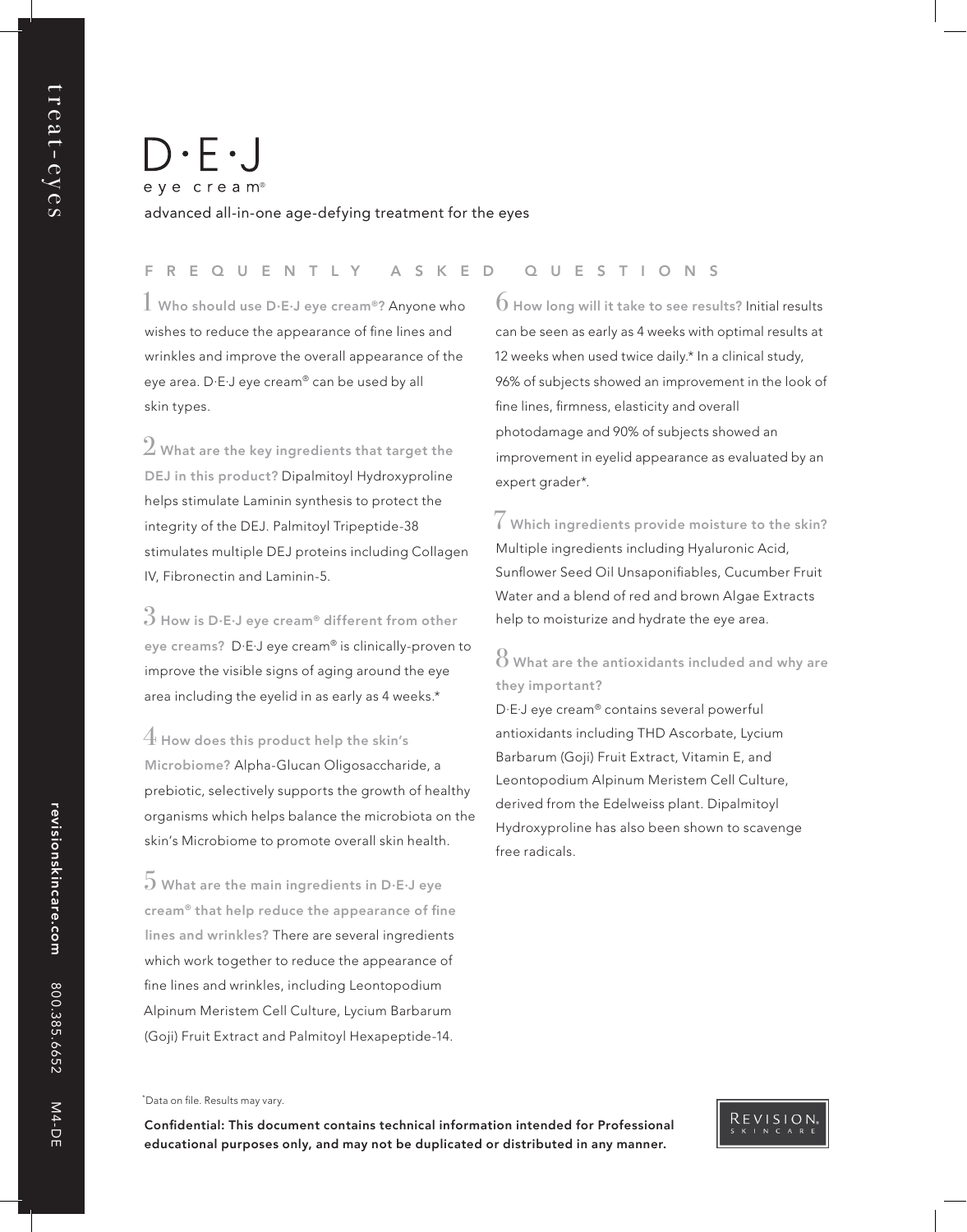# D·E·J

eye cream®

advanced all-in-one age-defying treatment for the eyes

## FREQUENTLY ASKED QUESTIONS

1 **Who should use D·E·J eye cream®?** Anyone who wishes to reduce the appearance of fine lines and wrinkles and improve the overall appearance of the eye area. D·E·J eye cream® can be used by all skin types.

2 **What are the key ingredients that target the DEJ in this product?** Dipalmitoyl Hydroxyproline helps stimulate Laminin synthesis to protect the integrity of the DEJ. Palmitoyl Tripeptide-38 stimulates multiple DEJ proteins including Collagen IV, Fibronectin and Laminin-5.

3 **How is D·E·J eye cream® different from other eye creams?** D·E·J eye cream® is clinically-proven to improve the visible signs of aging around the eye area including the eyelid in as early as 4 weeks.*

4 **How does this product help the skin's Microbiome?** Alpha-Glucan Oligosaccharide, a prebiotic, selectively supports the growth of healthy organisms which helps balance the microbiota on the skin's Microbiome to promote overall skin health.

5 **What are the main ingredients in D·E·J eye cream® that help reduce the appearance of fine lines and wrinkles?** There are several ingredients which work together to reduce the appearance of fine lines and wrinkles, including Leontopodium Alpinum Meristem Cell Culture, Lycium Barbarum (Goji) Fruit Extract and Palmitoyl Hexapeptide-14.

6 **How long will it take to see results?** Initial results can be seen as early as 4 weeks with optimal results at 12 weeks when used twice daily.* In a clinical study, 96% of subjects showed an improvement in the look of fine lines, firmness, elasticity and overall photodamage and 90% of subjects showed an improvement in eyelid appearance as evaluated by an expert grader*.

7 **Which ingredients provide moisture to the skin?** Multiple ingredients including Hyaluronic Acid, Sunflower Seed Oil Unsaponifiables, Cucumber Fruit Water and a blend of red and brown Algae Extracts help to moisturize and hydrate the eye area.

8 **What are the antioxidants included and why are they important?**
D·E·J eye cream® contains several powerful antioxidants including THD Ascorbate, Lycium Barbarum (Goji) Fruit Extract, Vitamin E, and Leontopodium Alpinum Meristem Cell Culture, derived from the Edelweiss plant. Dipalmitoyl Hydroxyproline has also been shown to scavenge free radicals.

*Data on file. Results may vary.

**Confidential: This document contains technical information intended for Professional educational purposes only, and may not be duplicated or distributed in any manner.**

REVISION SKINCARE

treat-eyes

revisionskincare.com 800.385.6652 M4-DE